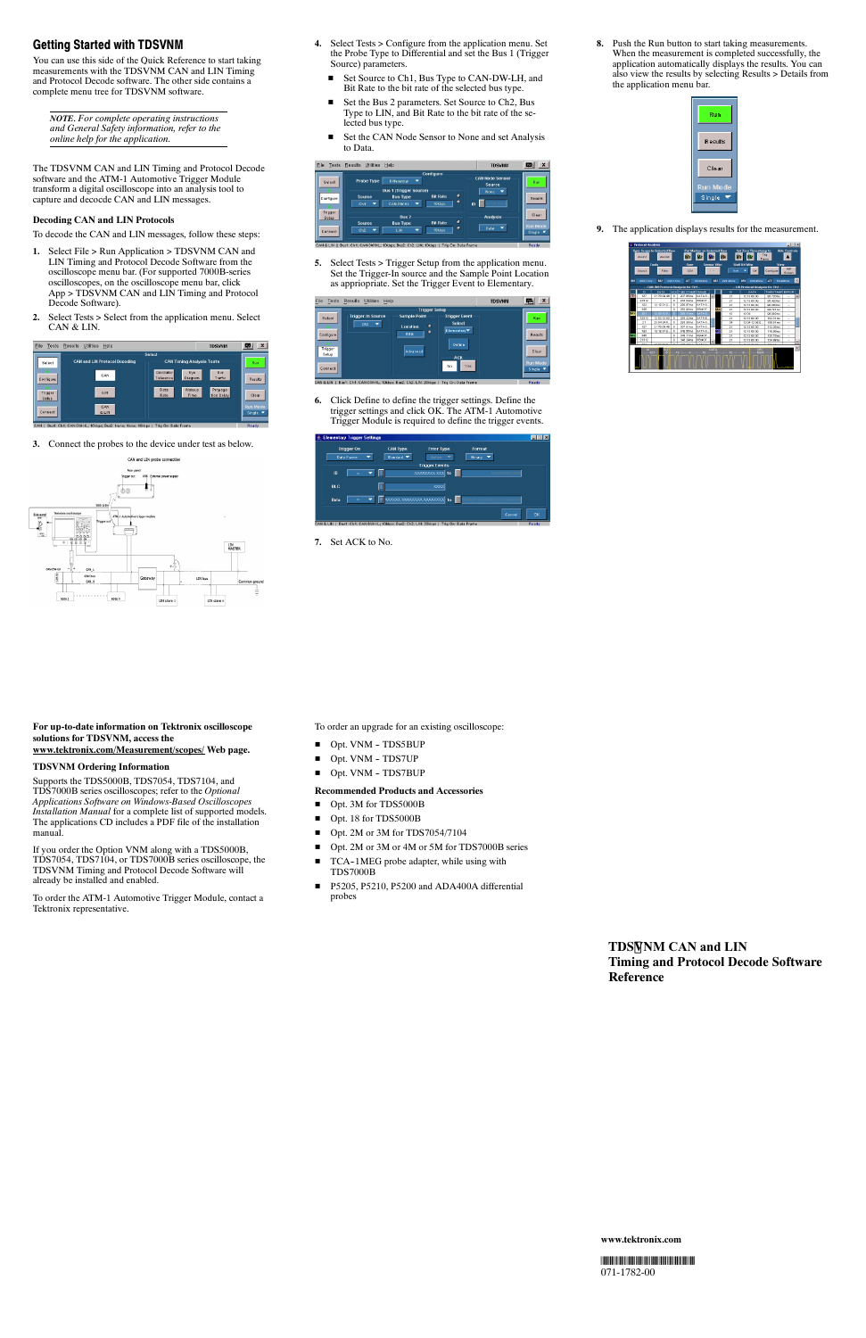## Getting Started with TDSVNM

You can use this side of the Quick Reference to start taking measurements with the TDSVNM CAN and LIN Timing and Protocol Decode software. The other side contains a complete menu tree for TDSVNM software.

*NOTE. For complete operating instructions and General Safety information, refer to the online help for the application.*

The TDSVNM CAN and LIN Timing and Protocol Decode software and the ATM-1 Automotive Trigger Module transform a digital oscilloscope into an analysis tool to capture and decode CAN and LIN messages.

### Decoding CAN and LIN Protocols

To decode the CAN and LIN messages, follow these steps:

1. Select File > Run Application > TDSVNM CAN and LIN Timing and Protocol Decode Software from the oscilloscope menu bar. (For supported 7000B-series oscilloscopes, on the oscilloscope menu bar, click App > TDSVNM CAN and LIN Timing and Protocol Decode Software).

2. Select Tests > Select from the application menu. Select CAN & LIN.

3. Connect the probes to the device under test as below.

4. Select Tests > Configure from the application menu. Set the Probe Type to Differential and set the Bus 1 (Trigger Source) parameters.
   - Set Source to Ch1, Bus Type to CAN-DW-LH, and Bit Rate to the bit rate of the selected bus type.
   - Set the Bus 2 parameters. Set Source to Ch2, Bus Type to LIN, and Bit Rate to the bit rate of the selected bus type.
   - Set the CAN Node Sensor to None and set Analysis to Data.

5. Select Tests > Trigger Setup from the application menu. Set the Trigger-In source and the Sample Point Location as appriopriate. Set the Trigger Event to Elementary.

6. Click Define to define the trigger settings. Define the trigger settings and click OK. The ATM-1 Automotive Trigger Module is required to define the trigger events.

7. Set ACK to No.

8. Push the Run button to start taking measurements. When the measurement is completed successfully, the application automatically displays the results. You can also view the results by selecting Results > Details from the application menu bar.

9. The application displays results for the measurement.

**For up-to-date information on Tektronix oscilloscope solutions for TDSVNM, access the <u>www.tektronix.com/Measurement/scopes/</u> Web page.**

### TDSVNM Ordering Information

Supports the TDS5000B, TDS7054, TDS7104, and TDS7000B series oscilloscopes; refer to the *Optional Applications Software on Windows-Based Oscilloscopes Installation Manual* for a complete list of supported models. The applications CD includes a PDF file of the installation manual.

If you order the Option VNM along with a TDS5000B, TDS7054, TDS7104, or TDS7000B series oscilloscope, the TDSVNM Timing and Protocol Decode Software will already be installed and enabled.

To order the ATM-1 Automotive Trigger Module, contact a Tektronix representative.

To order an upgrade for an existing oscilloscope:

- Opt. VNM - TDS5BUP
- Opt. VNM - TDS7UP
- Opt. VNM - TDS7BUP

### Recommended Products and Accessories

- Opt. 3M for TDS5000B
- Opt. 18 for TDS5000B
- Opt. 2M or 3M for TDS7054/7104
- Opt. 2M or 3M or 4M or 5M for TDS7000B series
- TCA-1MEG probe adapter, while using with TDS7000B
- P5205, P5210, P5200 and ADA400A differential probes

# TDSVNM CAN and LIN Timing and Protocol Decode Software Reference

www.tektronix.com

071-1782-00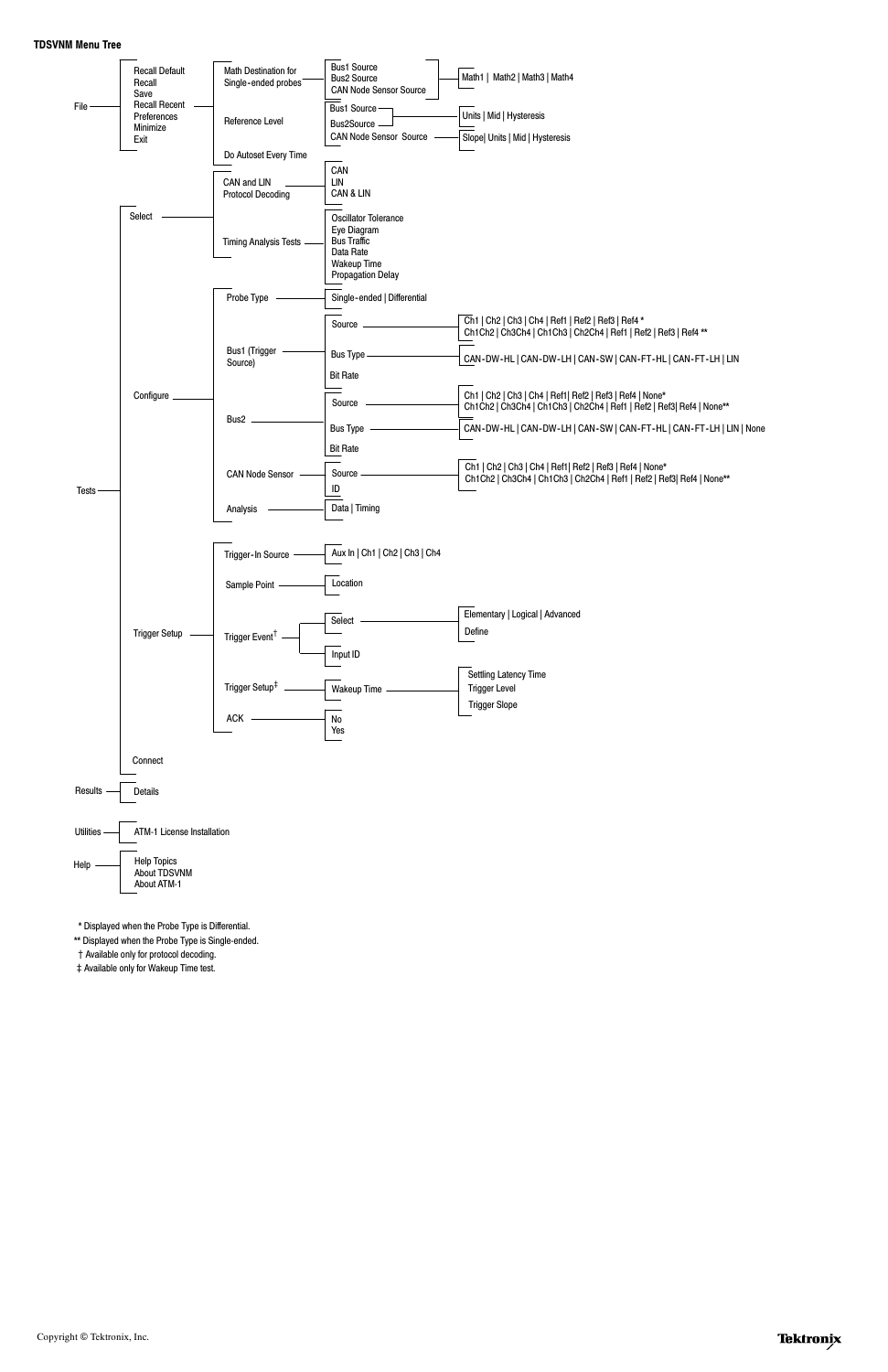**TDSVNM Menu Tree**

- File
  - Recall Default
  - Recall
  - Save
  - Recall Recent
  - Preferences
  - Minimize
  - Exit
- Tests
  - Select
    - CAN and LIN Protocol Decoding
      - CAN
      - LIN
      - CAN & LIN
    - Timing Analysis Tests
      - Oscillator Tolerance
      - Eye Diagram
      - Bus Traffic
      - Data Rate
      - Wakeup Time
      - Propagation Delay
  - Configure
    - Math Destination for Single-ended probes
      - Bus1 Source — Math1 | Math2 | Math3 | Math4
      - Bus2 Source — Math1 | Math2 | Math3 | Math4
      - CAN Node Sensor Source — Math1 | Math2 | Math3 | Math4
    - Reference Level
      - Bus1 Source — Units | Mid | Hysteresis
      - Bus2Source — Units | Mid | Hysteresis
      - CAN Node Sensor Source — Slope| Units | Mid | Hysteresis
    - Do Autoset Every Time
    - Probe Type
      - Single-ended | Differential
    - Bus1 (Trigger Source)
      - Source
        - Ch1 | Ch2 | Ch3 | Ch4 | Ref1 | Ref2 | Ref3 | Ref4 *
        - Ch1Ch2 | Ch3Ch4 | Ch1Ch3 | Ch2Ch4 | Ref1 | Ref2 | Ref3 | Ref4 **
      - Bus Type
        - CAN-DW-HL | CAN-DW-LH | CAN-SW | CAN-FT-HL | CAN-FT-LH | LIN
      - Bit Rate
    - Bus2
      - Source
        - Ch1 | Ch2 | Ch3 | Ch4 | Ref1| Ref2 | Ref3 | Ref4 | None*
        - Ch1Ch2 | Ch3Ch4 | Ch1Ch3 | Ch2Ch4 | Ref1 | Ref2 | Ref3| Ref4 | None**
      - Bus Type
        - CAN-DW-HL | CAN-DW-LH | CAN-SW | CAN-FT-HL | CAN-FT-LH | LIN | None
      - Bit Rate
    - CAN Node Sensor
      - Source
        - Ch1 | Ch2 | Ch3 | Ch4 | Ref1| Ref2 | Ref3 | Ref4 | None*
        - Ch1Ch2 | Ch3Ch4 | Ch1Ch3 | Ch2Ch4 | Ref1 | Ref2 | Ref3| Ref4 | None**
      - ID
    - Analysis
      - Data | Timing
  - Trigger Setup
    - Trigger-In Source
      - Aux In | Ch1 | Ch2 | Ch3 | Ch4
    - Sample Point
      - Location
    - Trigger Event†
      - Select
        - Elementary | Logical | Advanced
        - Define
      - Input ID
    - Trigger Setup‡
      - Wakeup Time
        - Settling Latency Time
        - Trigger Level
        - Trigger Slope
    - ACK
      - No
      - Yes
  - Connect
- Results
  - Details
- Utilities
  - ATM-1 License Installation
- Help
  - Help Topics
  - About TDSVNM
  - About ATM-1

\* Displayed when the Probe Type is Differential.

\*\* Displayed when the Probe Type is Single-ended.

† Available only for protocol decoding.

‡ Available only for Wakeup Time test.

Copyright © Tektronix, Inc.

Tektronix